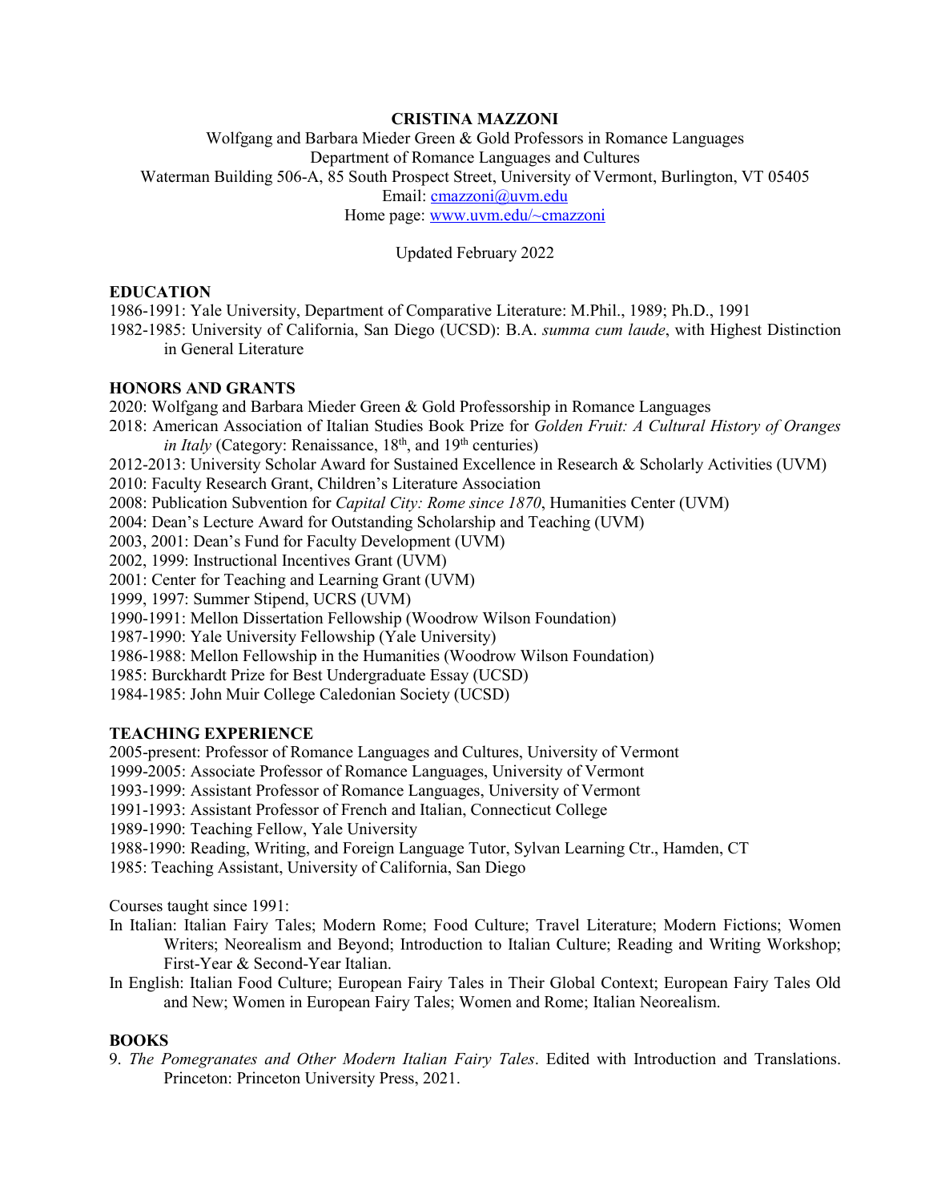# CRISTINA MAZZONI

Wolfgang and Barbara Mieder Green & Gold Professors in Romance Languages
Department of Romance Languages and Cultures
Waterman Building 506-A, 85 South Prospect Street, University of Vermont, Burlington, VT 05405
Email: cmazzoni@uvm.edu
Home page: www.uvm.edu/~cmazzoni

Updated February 2022

## EDUCATION

1986-1991: Yale University, Department of Comparative Literature: M.Phil., 1989; Ph.D., 1991
1982-1985: University of California, San Diego (UCSD): B.A. *summa cum laude*, with Highest Distinction in General Literature

## HONORS AND GRANTS

2020: Wolfgang and Barbara Mieder Green & Gold Professorship in Romance Languages
2018: American Association of Italian Studies Book Prize for *Golden Fruit: A Cultural History of Oranges in Italy* (Category: Renaissance, 18th, and 19th centuries)
2012-2013: University Scholar Award for Sustained Excellence in Research & Scholarly Activities (UVM)
2010: Faculty Research Grant, Children's Literature Association
2008: Publication Subvention for *Capital City: Rome since 1870*, Humanities Center (UVM)
2004: Dean's Lecture Award for Outstanding Scholarship and Teaching (UVM)
2003, 2001: Dean's Fund for Faculty Development (UVM)
2002, 1999: Instructional Incentives Grant (UVM)
2001: Center for Teaching and Learning Grant (UVM)
1999, 1997: Summer Stipend, UCRS (UVM)
1990-1991: Mellon Dissertation Fellowship (Woodrow Wilson Foundation)
1987-1990: Yale University Fellowship (Yale University)
1986-1988: Mellon Fellowship in the Humanities (Woodrow Wilson Foundation)
1985: Burckhardt Prize for Best Undergraduate Essay (UCSD)
1984-1985: John Muir College Caledonian Society (UCSD)

## TEACHING EXPERIENCE

2005-present: Professor of Romance Languages and Cultures, University of Vermont
1999-2005: Associate Professor of Romance Languages, University of Vermont
1993-1999: Assistant Professor of Romance Languages, University of Vermont
1991-1993: Assistant Professor of French and Italian, Connecticut College
1989-1990: Teaching Fellow, Yale University
1988-1990: Reading, Writing, and Foreign Language Tutor, Sylvan Learning Ctr., Hamden, CT
1985: Teaching Assistant, University of California, San Diego

Courses taught since 1991:

In Italian: Italian Fairy Tales; Modern Rome; Food Culture; Travel Literature; Modern Fictions; Women Writers; Neorealism and Beyond; Introduction to Italian Culture; Reading and Writing Workshop; First-Year & Second-Year Italian.

In English: Italian Food Culture; European Fairy Tales in Their Global Context; European Fairy Tales Old and New; Women in European Fairy Tales; Women and Rome; Italian Neorealism.

## BOOKS

9. *The Pomegranates and Other Modern Italian Fairy Tales*. Edited with Introduction and Translations. Princeton: Princeton University Press, 2021.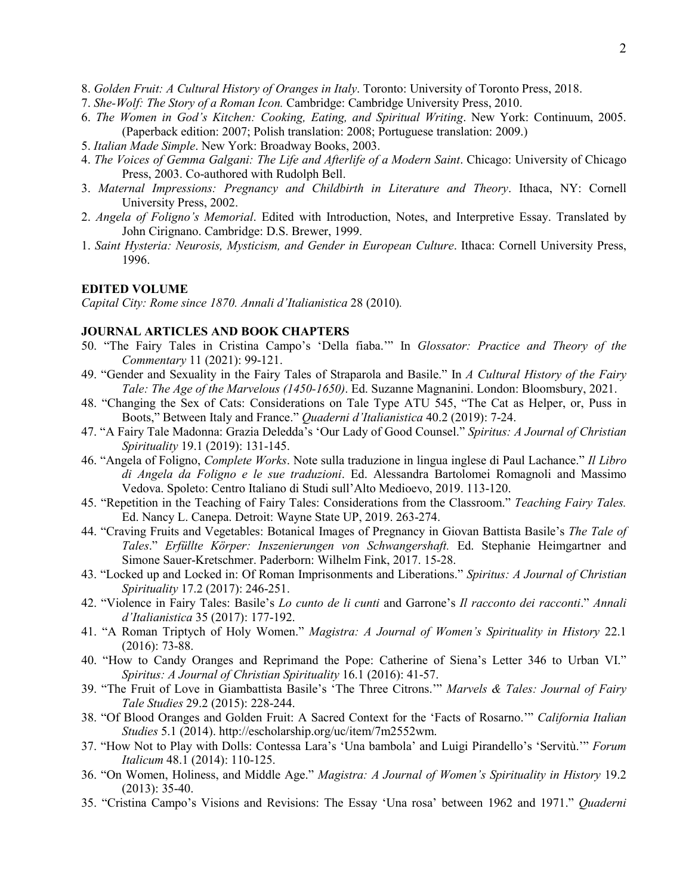8. *Golden Fruit: A Cultural History of Oranges in Italy*. Toronto: University of Toronto Press, 2018.
7. *She-Wolf: The Story of a Roman Icon.* Cambridge: Cambridge University Press, 2010.
6. *The Women in God's Kitchen: Cooking, Eating, and Spiritual Writing*. New York: Continuum, 2005. (Paperback edition: 2007; Polish translation: 2008; Portuguese translation: 2009.)
5. *Italian Made Simple*. New York: Broadway Books, 2003.
4. *The Voices of Gemma Galgani: The Life and Afterlife of a Modern Saint*. Chicago: University of Chicago Press, 2003. Co-authored with Rudolph Bell.
3. *Maternal Impressions: Pregnancy and Childbirth in Literature and Theory*. Ithaca, NY: Cornell University Press, 2002.
2. *Angela of Foligno's Memorial*. Edited with Introduction, Notes, and Interpretive Essay. Translated by John Cirignano. Cambridge: D.S. Brewer, 1999.
1. *Saint Hysteria: Neurosis, Mysticism, and Gender in European Culture*. Ithaca: Cornell University Press, 1996.

**EDITED VOLUME**

*Capital City: Rome since 1870. Annali d'Italianistica* 28 (2010).

**JOURNAL ARTICLES AND BOOK CHAPTERS**

50. "The Fairy Tales in Cristina Campo's 'Della fiaba.'" In *Glossator: Practice and Theory of the Commentary* 11 (2021): 99-121.
49. "Gender and Sexuality in the Fairy Tales of Straparola and Basile." In *A Cultural History of the Fairy Tale: The Age of the Marvelous (1450-1650)*. Ed. Suzanne Magnanini. London: Bloomsbury, 2021.
48. "Changing the Sex of Cats: Considerations on Tale Type ATU 545, "The Cat as Helper, or, Puss in Boots," Between Italy and France." *Quaderni d'Italianistica* 40.2 (2019): 7-24.
47. "A Fairy Tale Madonna: Grazia Deledda's 'Our Lady of Good Counsel." *Spiritus: A Journal of Christian Spirituality* 19.1 (2019): 131-145.
46. "Angela of Foligno, *Complete Works*. Note sulla traduzione in lingua inglese di Paul Lachance." *Il Libro di Angela da Foligno e le sue traduzioni*. Ed. Alessandra Bartolomei Romagnoli and Massimo Vedova. Spoleto: Centro Italiano di Studi sull'Alto Medioevo, 2019. 113-120.
45. "Repetition in the Teaching of Fairy Tales: Considerations from the Classroom." *Teaching Fairy Tales.* Ed. Nancy L. Canepa. Detroit: Wayne State UP, 2019. 263-274.
44. "Craving Fruits and Vegetables: Botanical Images of Pregnancy in Giovan Battista Basile's *The Tale of Tales*." *Erfüllte Körper: Inszenierungen von Schwangershaft.* Ed. Stephanie Heimgartner and Simone Sauer-Kretschmer. Paderborn: Wilhelm Fink, 2017. 15-28.
43. "Locked up and Locked in: Of Roman Imprisonments and Liberations." *Spiritus: A Journal of Christian Spirituality* 17.2 (2017): 246-251.
42. "Violence in Fairy Tales: Basile's *Lo cunto de li cunti* and Garrone's *Il racconto dei racconti*." *Annali d'Italianistica* 35 (2017): 177-192.
41. "A Roman Triptych of Holy Women." *Magistra: A Journal of Women's Spirituality in History* 22.1 (2016): 73-88.
40. "How to Candy Oranges and Reprimand the Pope: Catherine of Siena's Letter 346 to Urban VI." *Spiritus: A Journal of Christian Spirituality* 16.1 (2016): 41-57.
39. "The Fruit of Love in Giambattista Basile's 'The Three Citrons.'" *Marvels & Tales: Journal of Fairy Tale Studies* 29.2 (2015): 228-244.
38. "Of Blood Oranges and Golden Fruit: A Sacred Context for the 'Facts of Rosarno.'" *California Italian Studies* 5.1 (2014). http://escholarship.org/uc/item/7m2552wm.
37. "How Not to Play with Dolls: Contessa Lara's 'Una bambola' and Luigi Pirandello's 'Servitù.'" *Forum Italicum* 48.1 (2014): 110-125.
36. "On Women, Holiness, and Middle Age." *Magistra: A Journal of Women's Spirituality in History* 19.2 (2013): 35-40.
35. "Cristina Campo's Visions and Revisions: The Essay 'Una rosa' between 1962 and 1971." *Quaderni*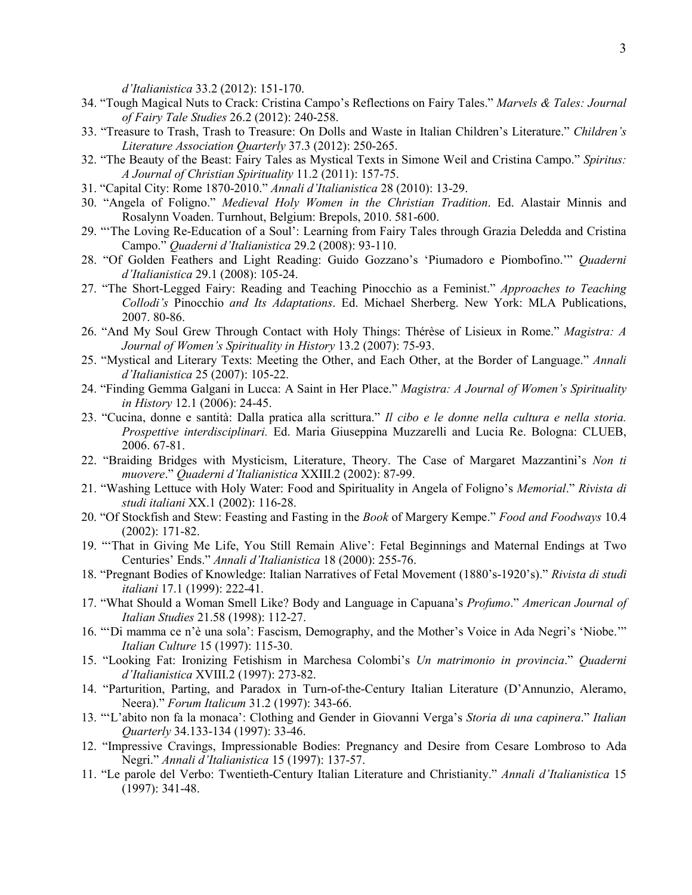*d'Italianistica* 33.2 (2012): 151-170.

34. "Tough Magical Nuts to Crack: Cristina Campo's Reflections on Fairy Tales." *Marvels & Tales: Journal of Fairy Tale Studies* 26.2 (2012): 240-258.
33. "Treasure to Trash, Trash to Treasure: On Dolls and Waste in Italian Children's Literature." *Children's Literature Association Quarterly* 37.3 (2012): 250-265.
32. "The Beauty of the Beast: Fairy Tales as Mystical Texts in Simone Weil and Cristina Campo." *Spiritus: A Journal of Christian Spirituality* 11.2 (2011): 157-75.
31. "Capital City: Rome 1870-2010." *Annali d'Italianistica* 28 (2010): 13-29.
30. "Angela of Foligno." *Medieval Holy Women in the Christian Tradition*. Ed. Alastair Minnis and Rosalynn Voaden. Turnhout, Belgium: Brepols, 2010. 581-600.
29. "'The Loving Re-Education of a Soul': Learning from Fairy Tales through Grazia Deledda and Cristina Campo." *Quaderni d'Italianistica* 29.2 (2008): 93-110.
28. "Of Golden Feathers and Light Reading: Guido Gozzano's 'Piumadoro e Piombofino.'" *Quaderni d'Italianistica* 29.1 (2008): 105-24.
27. "The Short-Legged Fairy: Reading and Teaching Pinocchio as a Feminist." *Approaches to Teaching Collodi's* Pinocchio *and Its Adaptations*. Ed. Michael Sherberg. New York: MLA Publications, 2007. 80-86.
26. "And My Soul Grew Through Contact with Holy Things: Thérèse of Lisieux in Rome." *Magistra: A Journal of Women's Spirituality in History* 13.2 (2007): 75-93.
25. "Mystical and Literary Texts: Meeting the Other, and Each Other, at the Border of Language." *Annali d'Italianistica* 25 (2007): 105-22.
24. "Finding Gemma Galgani in Lucca: A Saint in Her Place." *Magistra: A Journal of Women's Spirituality in History* 12.1 (2006): 24-45.
23. "Cucina, donne e santità: Dalla pratica alla scrittura." *Il cibo e le donne nella cultura e nella storia. Prospettive interdisciplinari.* Ed. Maria Giuseppina Muzzarelli and Lucia Re. Bologna: CLUEB, 2006. 67-81.
22. "Braiding Bridges with Mysticism, Literature, Theory. The Case of Margaret Mazzantini's *Non ti muovere*." *Quaderni d'Italianistica* XXIII.2 (2002): 87-99.
21. "Washing Lettuce with Holy Water: Food and Spirituality in Angela of Foligno's *Memorial*." *Rivista di studi italiani* XX.1 (2002): 116-28.
20. "Of Stockfish and Stew: Feasting and Fasting in the *Book* of Margery Kempe." *Food and Foodways* 10.4 (2002): 171-82.
19. "'That in Giving Me Life, You Still Remain Alive': Fetal Beginnings and Maternal Endings at Two Centuries' Ends." *Annali d'Italianistica* 18 (2000): 255-76.
18. "Pregnant Bodies of Knowledge: Italian Narratives of Fetal Movement (1880's-1920's)." *Rivista di studi italiani* 17.1 (1999): 222-41.
17. "What Should a Woman Smell Like? Body and Language in Capuana's *Profumo*." *American Journal of Italian Studies* 21.58 (1998): 112-27.
16. "'Di mamma ce n'è una sola': Fascism, Demography, and the Mother's Voice in Ada Negri's 'Niobe.'" *Italian Culture* 15 (1997): 115-30.
15. "Looking Fat: Ironizing Fetishism in Marchesa Colombi's *Un matrimonio in provincia*." *Quaderni d'Italianistica* XVIII.2 (1997): 273-82.
14. "Parturition, Parting, and Paradox in Turn-of-the-Century Italian Literature (D'Annunzio, Aleramo, Neera)." *Forum Italicum* 31.2 (1997): 343-66.
13. "'L'abito non fa la monaca': Clothing and Gender in Giovanni Verga's *Storia di una capinera*." *Italian Quarterly* 34.133-134 (1997): 33-46.
12. "Impressive Cravings, Impressionable Bodies: Pregnancy and Desire from Cesare Lombroso to Ada Negri." *Annali d'Italianistica* 15 (1997): 137-57.
11. "Le parole del Verbo: Twentieth-Century Italian Literature and Christianity." *Annali d'Italianistica* 15 (1997): 341-48.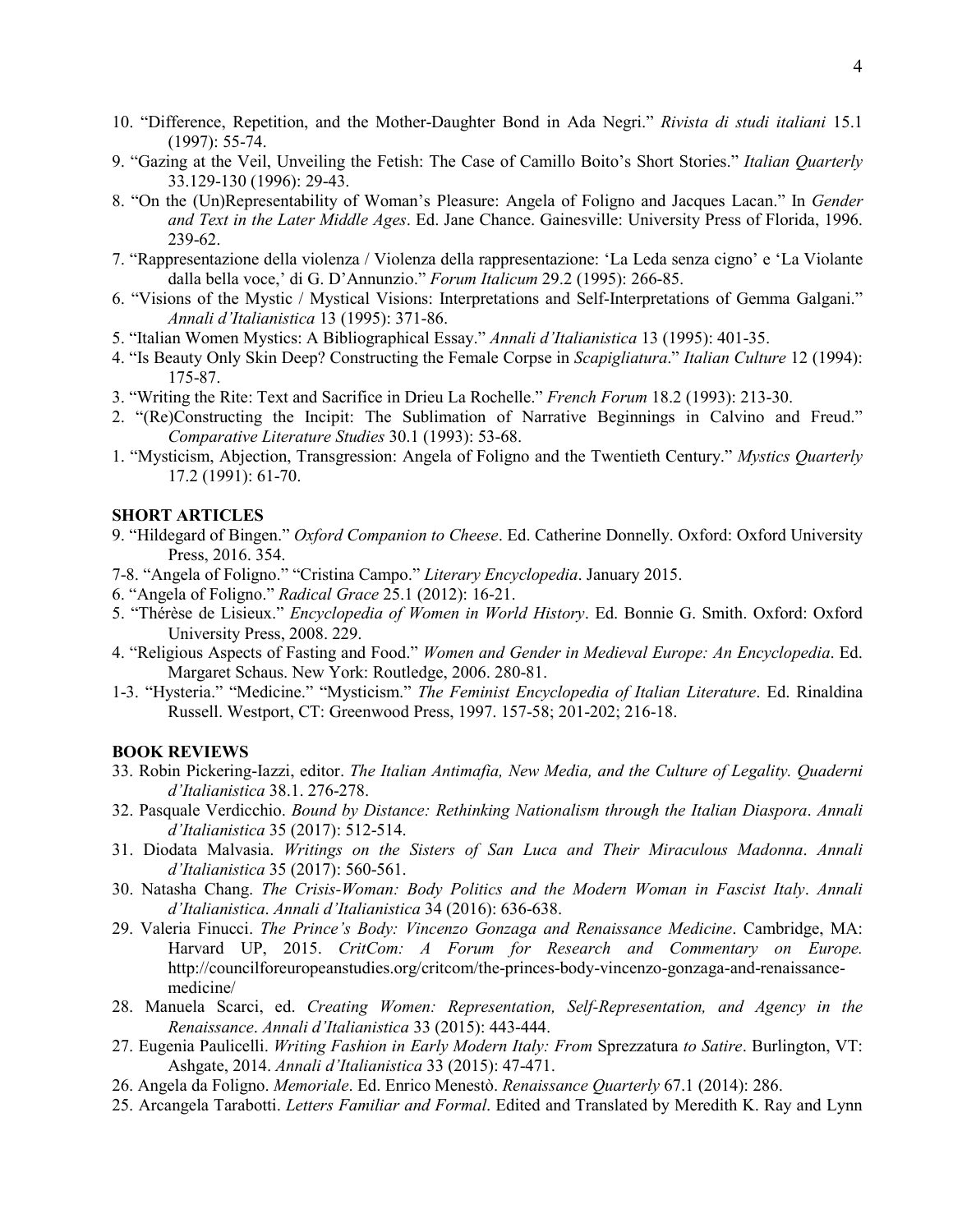10. "Difference, Repetition, and the Mother-Daughter Bond in Ada Negri." *Rivista di studi italiani* 15.1 (1997): 55-74.
9. "Gazing at the Veil, Unveiling the Fetish: The Case of Camillo Boito's Short Stories." *Italian Quarterly* 33.129-130 (1996): 29-43.
8. "On the (Un)Representability of Woman's Pleasure: Angela of Foligno and Jacques Lacan." In *Gender and Text in the Later Middle Ages*. Ed. Jane Chance. Gainesville: University Press of Florida, 1996. 239-62.
7. "Rappresentazione della violenza / Violenza della rappresentazione: 'La Leda senza cigno' e 'La Violante dalla bella voce,' di G. D'Annunzio." *Forum Italicum* 29.2 (1995): 266-85.
6. "Visions of the Mystic / Mystical Visions: Interpretations and Self-Interpretations of Gemma Galgani." *Annali d'Italianistica* 13 (1995): 371-86.
5. "Italian Women Mystics: A Bibliographical Essay." *Annali d'Italianistica* 13 (1995): 401-35.
4. "Is Beauty Only Skin Deep? Constructing the Female Corpse in *Scapigliatura*." *Italian Culture* 12 (1994): 175-87.
3. "Writing the Rite: Text and Sacrifice in Drieu La Rochelle." *French Forum* 18.2 (1993): 213-30.
2. "(Re)Constructing the Incipit: The Sublimation of Narrative Beginnings in Calvino and Freud." *Comparative Literature Studies* 30.1 (1993): 53-68.
1. "Mysticism, Abjection, Transgression: Angela of Foligno and the Twentieth Century." *Mystics Quarterly* 17.2 (1991): 61-70.

**SHORT ARTICLES**

9. "Hildegard of Bingen." *Oxford Companion to Cheese*. Ed. Catherine Donnelly. Oxford: Oxford University Press, 2016. 354.
7-8. "Angela of Foligno." "Cristina Campo." *Literary Encyclopedia*. January 2015.
6. "Angela of Foligno." *Radical Grace* 25.1 (2012): 16-21.
5. "Thérèse de Lisieux." *Encyclopedia of Women in World History*. Ed. Bonnie G. Smith. Oxford: Oxford University Press, 2008. 229.
4. "Religious Aspects of Fasting and Food." *Women and Gender in Medieval Europe: An Encyclopedia*. Ed. Margaret Schaus. New York: Routledge, 2006. 280-81.
1-3. "Hysteria." "Medicine." "Mysticism." *The Feminist Encyclopedia of Italian Literature*. Ed. Rinaldina Russell. Westport, CT: Greenwood Press, 1997. 157-58; 201-202; 216-18.

**BOOK REVIEWS**

33. Robin Pickering-Iazzi, editor. *The Italian Antimafia, New Media, and the Culture of Legality. Quaderni d'Italianistica* 38.1. 276-278.
32. Pasquale Verdicchio. *Bound by Distance: Rethinking Nationalism through the Italian Diaspora*. *Annali d'Italianistica* 35 (2017): 512-514.
31. Diodata Malvasia. *Writings on the Sisters of San Luca and Their Miraculous Madonna*. *Annali d'Italianistica* 35 (2017): 560-561.
30. Natasha Chang. *The Crisis-Woman: Body Politics and the Modern Woman in Fascist Italy*. *Annali d'Italianistica*. *Annali d'Italianistica* 34 (2016): 636-638.
29. Valeria Finucci. *The Prince's Body: Vincenzo Gonzaga and Renaissance Medicine*. Cambridge, MA: Harvard UP, 2015. *CritCom: A Forum for Research and Commentary on Europe.* http://councilforeuropeanstudies.org/critcom/the-princes-body-vincenzo-gonzaga-and-renaissance-medicine/
28. Manuela Scarci, ed. *Creating Women: Representation, Self-Representation, and Agency in the Renaissance*. *Annali d'Italianistica* 33 (2015): 443-444.
27. Eugenia Paulicelli. *Writing Fashion in Early Modern Italy: From* Sprezzatura *to Satire*. Burlington, VT: Ashgate, 2014. *Annali d'Italianistica* 33 (2015): 47-471.
26. Angela da Foligno. *Memoriale*. Ed. Enrico Menestò. *Renaissance Quarterly* 67.1 (2014): 286.
25. Arcangela Tarabotti. *Letters Familiar and Formal*. Edited and Translated by Meredith K. Ray and Lynn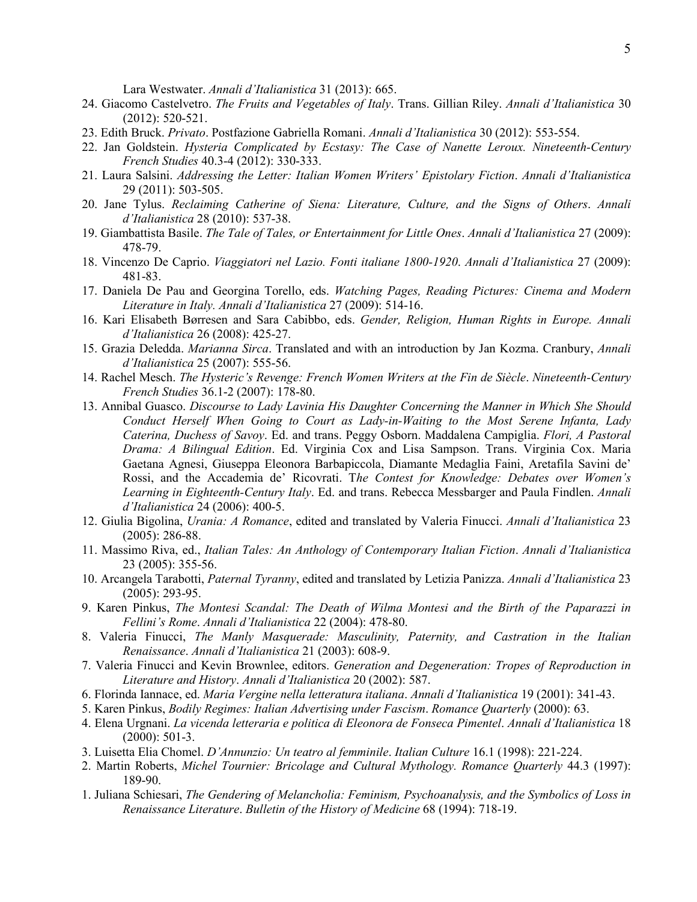Lara Westwater. *Annali d'Italianistica* 31 (2013): 665.

24. Giacomo Castelvetro. *The Fruits and Vegetables of Italy*. Trans. Gillian Riley. *Annali d'Italianistica* 30 (2012): 520-521.
23. Edith Bruck. *Privato*. Postfazione Gabriella Romani. *Annali d'Italianistica* 30 (2012): 553-554.
22. Jan Goldstein. *Hysteria Complicated by Ecstasy: The Case of Nanette Leroux. Nineteenth-Century French Studies* 40.3-4 (2012): 330-333.
21. Laura Salsini. *Addressing the Letter: Italian Women Writers' Epistolary Fiction*. *Annali d'Italianistica* 29 (2011): 503-505.
20. Jane Tylus. *Reclaiming Catherine of Siena: Literature, Culture, and the Signs of Others*. *Annali d'Italianistica* 28 (2010): 537-38.
19. Giambattista Basile. *The Tale of Tales, or Entertainment for Little Ones*. *Annali d'Italianistica* 27 (2009): 478-79.
18. Vincenzo De Caprio. *Viaggiatori nel Lazio. Fonti italiane 1800-1920*. *Annali d'Italianistica* 27 (2009): 481-83.
17. Daniela De Pau and Georgina Torello, eds. *Watching Pages, Reading Pictures: Cinema and Modern Literature in Italy. Annali d'Italianistica* 27 (2009): 514-16.
16. Kari Elisabeth Børresen and Sara Cabibbo, eds. *Gender, Religion, Human Rights in Europe. Annali d'Italianistica* 26 (2008): 425-27.
15. Grazia Deledda. *Marianna Sirca*. Translated and with an introduction by Jan Kozma. Cranbury, *Annali d'Italianistica* 25 (2007): 555-56.
14. Rachel Mesch. *The Hysteric's Revenge: French Women Writers at the Fin de Siècle*. *Nineteenth-Century French Studies* 36.1-2 (2007): 178-80.
13. Annibal Guasco. *Discourse to Lady Lavinia His Daughter Concerning the Manner in Which She Should Conduct Herself When Going to Court as Lady-in-Waiting to the Most Serene Infanta, Lady Caterina, Duchess of Savoy*. Ed. and trans. Peggy Osborn. Maddalena Campiglia. *Flori, A Pastoral Drama: A Bilingual Edition*. Ed. Virginia Cox and Lisa Sampson. Trans. Virginia Cox. Maria Gaetana Agnesi, Giuseppa Eleonora Barbapiccola, Diamante Medaglia Faini, Aretafila Savini de' Rossi, and the Accademia de' Ricovrati. T*he Contest for Knowledge: Debates over Women's Learning in Eighteenth-Century Italy*. Ed. and trans. Rebecca Messbarger and Paula Findlen. *Annali d'Italianistica* 24 (2006): 400-5.
12. Giulia Bigolina, *Urania: A Romance*, edited and translated by Valeria Finucci. *Annali d'Italianistica* 23 (2005): 286-88.
11. Massimo Riva, ed., *Italian Tales: An Anthology of Contemporary Italian Fiction*. *Annali d'Italianistica* 23 (2005): 355-56.
10. Arcangela Tarabotti, *Paternal Tyranny*, edited and translated by Letizia Panizza. *Annali d'Italianistica* 23 (2005): 293-95.
9. Karen Pinkus, *The Montesi Scandal: The Death of Wilma Montesi and the Birth of the Paparazzi in Fellini's Rome*. *Annali d'Italianistica* 22 (2004): 478-80.
8. Valeria Finucci, *The Manly Masquerade: Masculinity, Paternity, and Castration in the Italian Renaissance*. *Annali d'Italianistica* 21 (2003): 608-9.
7. Valeria Finucci and Kevin Brownlee, editors. *Generation and Degeneration: Tropes of Reproduction in Literature and History*. *Annali d'Italianistica* 20 (2002): 587.
6. Florinda Iannace, ed. *Maria Vergine nella letteratura italiana*. *Annali d'Italianistica* 19 (2001): 341-43.
5. Karen Pinkus, *Bodily Regimes: Italian Advertising under Fascism*. *Romance Quarterly* (2000): 63.
4. Elena Urgnani. *La vicenda letteraria e politica di Eleonora de Fonseca Pimentel*. *Annali d'Italianistica* 18 (2000): 501-3.
3. Luisetta Elia Chomel. *D'Annunzio: Un teatro al femminile*. *Italian Culture* 16.1 (1998): 221-224.
2. Martin Roberts, *Michel Tournier: Bricolage and Cultural Mythology. Romance Quarterly* 44.3 (1997): 189-90.
1. Juliana Schiesari, *The Gendering of Melancholia: Feminism, Psychoanalysis, and the Symbolics of Loss in Renaissance Literature*. *Bulletin of the History of Medicine* 68 (1994): 718-19.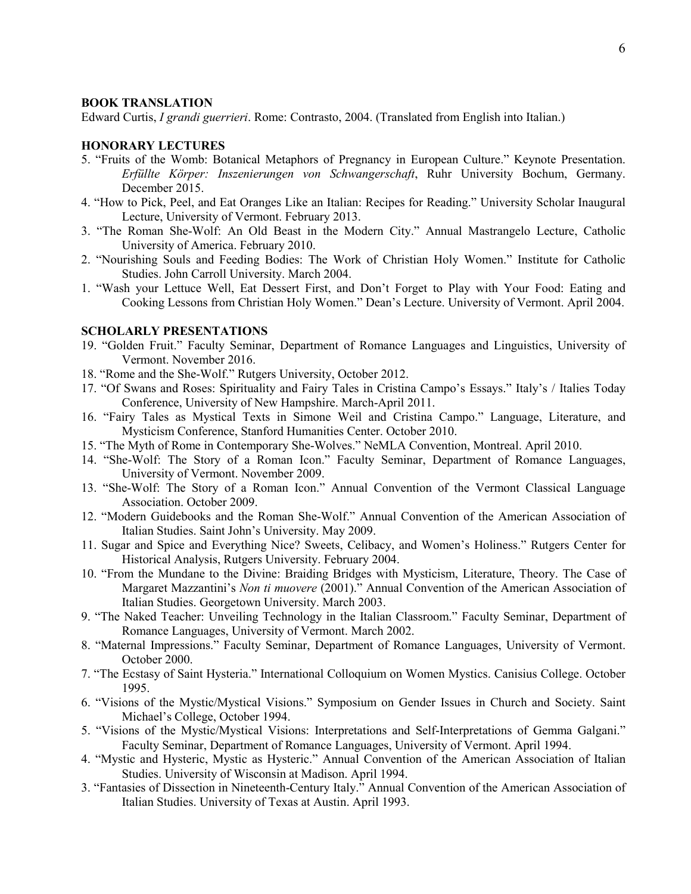**BOOK TRANSLATION**

Edward Curtis, *I grandi guerrieri*. Rome: Contrasto, 2004. (Translated from English into Italian.)

**HONORARY LECTURES**

5. "Fruits of the Womb: Botanical Metaphors of Pregnancy in European Culture." Keynote Presentation. *Erfüllte Körper: Inszenierungen von Schwangerschaft*, Ruhr University Bochum, Germany. December 2015.
4. "How to Pick, Peel, and Eat Oranges Like an Italian: Recipes for Reading." University Scholar Inaugural Lecture, University of Vermont. February 2013.
3. "The Roman She-Wolf: An Old Beast in the Modern City." Annual Mastrangelo Lecture, Catholic University of America. February 2010.
2. "Nourishing Souls and Feeding Bodies: The Work of Christian Holy Women." Institute for Catholic Studies. John Carroll University. March 2004.
1. "Wash your Lettuce Well, Eat Dessert First, and Don't Forget to Play with Your Food: Eating and Cooking Lessons from Christian Holy Women." Dean's Lecture. University of Vermont. April 2004.

**SCHOLARLY PRESENTATIONS**

19. "Golden Fruit." Faculty Seminar, Department of Romance Languages and Linguistics, University of Vermont. November 2016.
18. "Rome and the She-Wolf." Rutgers University, October 2012.
17. "Of Swans and Roses: Spirituality and Fairy Tales in Cristina Campo's Essays." Italy's / Italies Today Conference, University of New Hampshire. March-April 2011.
16. "Fairy Tales as Mystical Texts in Simone Weil and Cristina Campo." Language, Literature, and Mysticism Conference, Stanford Humanities Center. October 2010.
15. "The Myth of Rome in Contemporary She-Wolves." NeMLA Convention, Montreal. April 2010.
14. "She-Wolf: The Story of a Roman Icon." Faculty Seminar, Department of Romance Languages, University of Vermont. November 2009.
13. "She-Wolf: The Story of a Roman Icon." Annual Convention of the Vermont Classical Language Association. October 2009.
12. "Modern Guidebooks and the Roman She-Wolf." Annual Convention of the American Association of Italian Studies. Saint John's University. May 2009.
11. Sugar and Spice and Everything Nice? Sweets, Celibacy, and Women's Holiness." Rutgers Center for Historical Analysis, Rutgers University. February 2004.
10. "From the Mundane to the Divine: Braiding Bridges with Mysticism, Literature, Theory. The Case of Margaret Mazzantini's *Non ti muovere* (2001)." Annual Convention of the American Association of Italian Studies. Georgetown University. March 2003.
9. "The Naked Teacher: Unveiling Technology in the Italian Classroom." Faculty Seminar, Department of Romance Languages, University of Vermont. March 2002.
8. "Maternal Impressions." Faculty Seminar, Department of Romance Languages, University of Vermont. October 2000.
7. "The Ecstasy of Saint Hysteria." International Colloquium on Women Mystics. Canisius College. October 1995.
6. "Visions of the Mystic/Mystical Visions." Symposium on Gender Issues in Church and Society. Saint Michael's College, October 1994.
5. "Visions of the Mystic/Mystical Visions: Interpretations and Self-Interpretations of Gemma Galgani." Faculty Seminar, Department of Romance Languages, University of Vermont. April 1994.
4. "Mystic and Hysteric, Mystic as Hysteric." Annual Convention of the American Association of Italian Studies. University of Wisconsin at Madison. April 1994.
3. "Fantasies of Dissection in Nineteenth-Century Italy." Annual Convention of the American Association of Italian Studies. University of Texas at Austin. April 1993.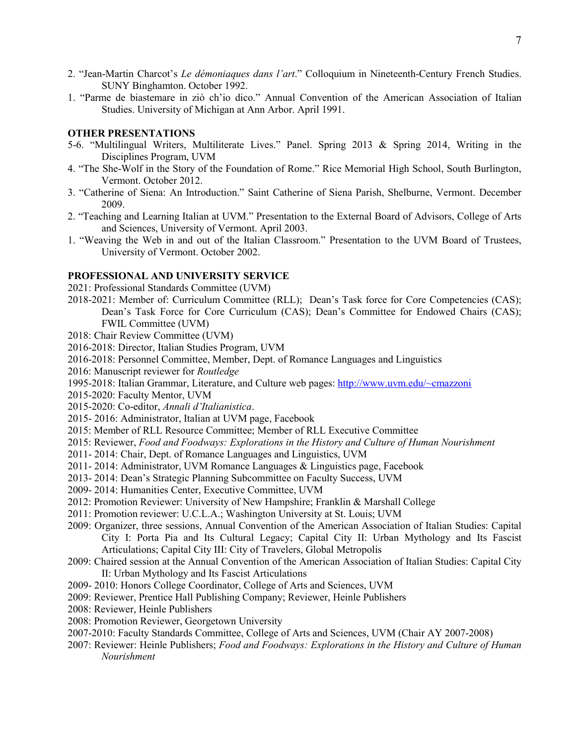2. "Jean-Martin Charcot's *Le démoniaques dans l'art*." Colloquium in Nineteenth-Century French Studies. SUNY Binghamton. October 1992.
1. "Parme de biastemare in ziò ch'io dico." Annual Convention of the American Association of Italian Studies. University of Michigan at Ann Arbor. April 1991.

**OTHER PRESENTATIONS**

5-6. "Multilingual Writers, Multiliterate Lives." Panel. Spring 2013 & Spring 2014, Writing in the Disciplines Program, UVM

4. "The She-Wolf in the Story of the Foundation of Rome." Rice Memorial High School, South Burlington, Vermont. October 2012.
3. "Catherine of Siena: An Introduction." Saint Catherine of Siena Parish, Shelburne, Vermont. December 2009.
2. "Teaching and Learning Italian at UVM." Presentation to the External Board of Advisors, College of Arts and Sciences, University of Vermont. April 2003.
1. "Weaving the Web in and out of the Italian Classroom." Presentation to the UVM Board of Trustees, University of Vermont. October 2002.

**PROFESSIONAL AND UNIVERSITY SERVICE**

2021: Professional Standards Committee (UVM)

2018-2021: Member of: Curriculum Committee (RLL); Dean's Task force for Core Competencies (CAS); Dean's Task Force for Core Curriculum (CAS); Dean's Committee for Endowed Chairs (CAS); FWIL Committee (UVM)

2018: Chair Review Committee (UVM)

2016-2018: Director, Italian Studies Program, UVM

2016-2018: Personnel Committee, Member, Dept. of Romance Languages and Linguistics

2016: Manuscript reviewer for *Routledge*

1995-2018: Italian Grammar, Literature, and Culture web pages: http://www.uvm.edu/~cmazzoni

2015-2020: Faculty Mentor, UVM

2015-2020: Co-editor, *Annali d'Italianistica*.

2015- 2016: Administrator, Italian at UVM page, Facebook

2015: Member of RLL Resource Committee; Member of RLL Executive Committee

2015: Reviewer, *Food and Foodways: Explorations in the History and Culture of Human Nourishment*

2011- 2014: Chair, Dept. of Romance Languages and Linguistics, UVM

2011- 2014: Administrator, UVM Romance Languages & Linguistics page, Facebook

2013- 2014: Dean's Strategic Planning Subcommittee on Faculty Success, UVM

2009- 2014: Humanities Center, Executive Committee, UVM

2012: Promotion Reviewer: University of New Hampshire; Franklin & Marshall College

2011: Promotion reviewer: U.C.L.A.; Washington University at St. Louis; UVM

2009: Organizer, three sessions, Annual Convention of the American Association of Italian Studies: Capital City I: Porta Pia and Its Cultural Legacy; Capital City II: Urban Mythology and Its Fascist Articulations; Capital City III: City of Travelers, Global Metropolis

2009: Chaired session at the Annual Convention of the American Association of Italian Studies: Capital City II: Urban Mythology and Its Fascist Articulations

2009- 2010: Honors College Coordinator, College of Arts and Sciences, UVM

2009: Reviewer, Prentice Hall Publishing Company; Reviewer, Heinle Publishers

2008: Reviewer, Heinle Publishers

2008: Promotion Reviewer, Georgetown University

2007-2010: Faculty Standards Committee, College of Arts and Sciences, UVM (Chair AY 2007-2008)

2007: Reviewer: Heinle Publishers; *Food and Foodways: Explorations in the History and Culture of Human Nourishment*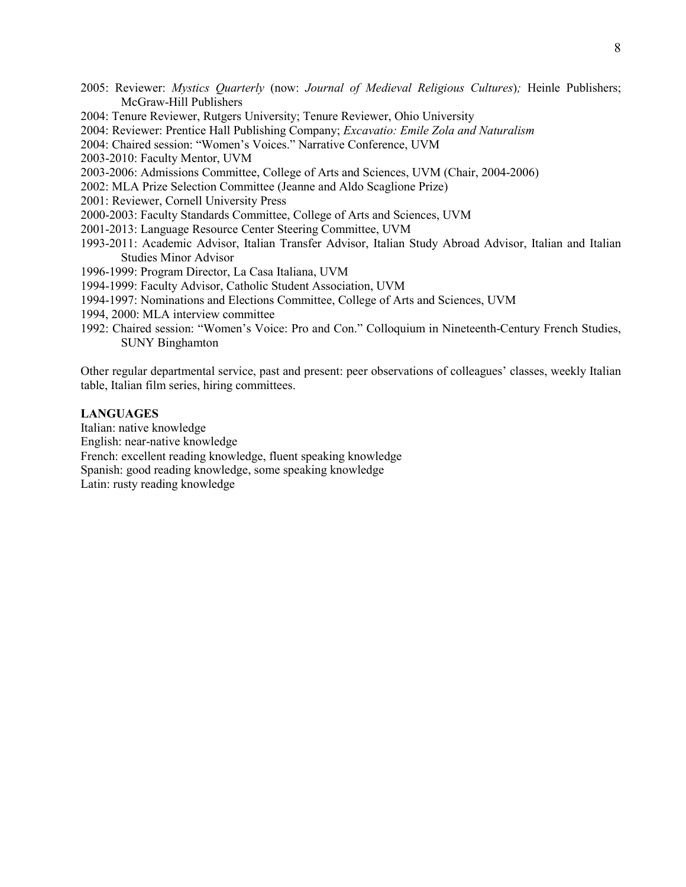2005: Reviewer: *Mystics Quarterly* (now: *Journal of Medieval Religious Cultures*)*;* Heinle Publishers; McGraw-Hill Publishers

2004: Tenure Reviewer, Rutgers University; Tenure Reviewer, Ohio University

2004: Reviewer: Prentice Hall Publishing Company; *Excavatio: Emile Zola and Naturalism*

2004: Chaired session: "Women's Voices." Narrative Conference, UVM

2003-2010: Faculty Mentor, UVM

2003-2006: Admissions Committee, College of Arts and Sciences, UVM (Chair, 2004-2006)

2002: MLA Prize Selection Committee (Jeanne and Aldo Scaglione Prize)

2001: Reviewer, Cornell University Press

2000-2003: Faculty Standards Committee, College of Arts and Sciences, UVM

2001-2013: Language Resource Center Steering Committee, UVM

1993-2011: Academic Advisor, Italian Transfer Advisor, Italian Study Abroad Advisor, Italian and Italian Studies Minor Advisor

1996-1999: Program Director, La Casa Italiana, UVM

1994-1999: Faculty Advisor, Catholic Student Association, UVM

1994-1997: Nominations and Elections Committee, College of Arts and Sciences, UVM

1994, 2000: MLA interview committee

1992: Chaired session: "Women's Voice: Pro and Con." Colloquium in Nineteenth-Century French Studies, SUNY Binghamton

Other regular departmental service, past and present: peer observations of colleagues' classes, weekly Italian table, Italian film series, hiring committees.

**LANGUAGES**

Italian: native knowledge
English: near-native knowledge
French: excellent reading knowledge, fluent speaking knowledge
Spanish: good reading knowledge, some speaking knowledge
Latin: rusty reading knowledge